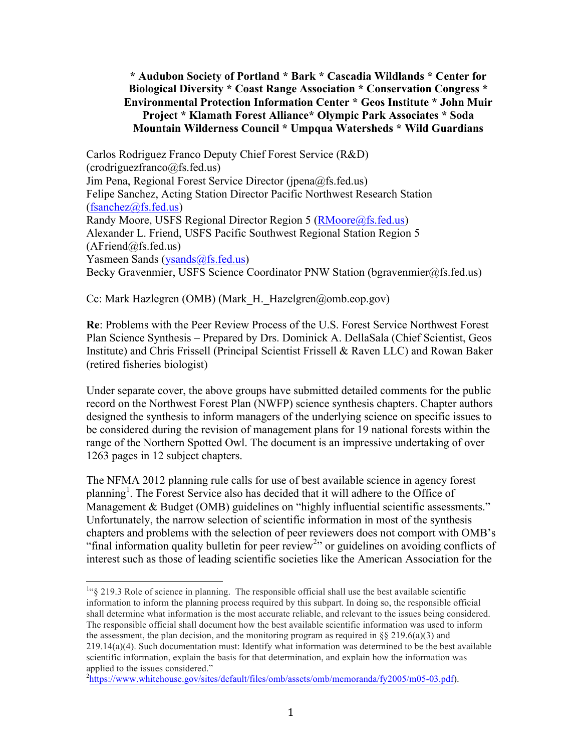**\* Audubon Society of Portland \* Bark \* Cascadia Wildlands \* Center for Biological Diversity \* Coast Range Association \* Conservation Congress \* Environmental Protection Information Center \* Geos Institute \* John Muir Project \* Klamath Forest Alliance\* Olympic Park Associates \* Soda Mountain Wilderness Council \* Umpqua Watersheds \* Wild Guardians**

Carlos Rodriguez Franco Deputy Chief Forest Service (R&D) (crodriguezfranco@fs.fed.us)
Jim Pena, Regional Forest Service Director (jpena@fs.fed.us)
Felipe Sanchez, Acting Station Director Pacific Northwest Research Station (fsanchez@fs.fed.us)
Randy Moore, USFS Regional Director Region 5 (RMoore@fs.fed.us)
Alexander L. Friend, USFS Pacific Southwest Regional Station Region 5 (AFriend@fs.fed.us)
Yasmeen Sands (ysands@fs.fed.us)
Becky Gravenmier, USFS Science Coordinator PNW Station (bgravenmier@fs.fed.us)

Cc: Mark Hazlegren (OMB) (Mark_H._Hazelgren@omb.eop.gov)

**Re**: Problems with the Peer Review Process of the U.S. Forest Service Northwest Forest Plan Science Synthesis – Prepared by Drs. Dominick A. DellaSala (Chief Scientist, Geos Institute) and Chris Frissell (Principal Scientist Frissell & Raven LLC) and Rowan Baker (retired fisheries biologist)

Under separate cover, the above groups have submitted detailed comments for the public record on the Northwest Forest Plan (NWFP) science synthesis chapters. Chapter authors designed the synthesis to inform managers of the underlying science on specific issues to be considered during the revision of management plans for 19 national forests within the range of the Northern Spotted Owl. The document is an impressive undertaking of over 1263 pages in 12 subject chapters.

The NFMA 2012 planning rule calls for use of best available science in agency forest planning[1]. The Forest Service also has decided that it will adhere to the Office of Management & Budget (OMB) guidelines on "highly influential scientific assessments." Unfortunately, the narrow selection of scientific information in most of the synthesis chapters and problems with the selection of peer reviewers does not comport with OMB's "final information quality bulletin for peer review[2]" or guidelines on avoiding conflicts of interest such as those of leading scientific societies like the American Association for the

[1]"§ 219.3 Role of science in planning. The responsible official shall use the best available scientific information to inform the planning process required by this subpart. In doing so, the responsible official shall determine what information is the most accurate reliable, and relevant to the issues being considered. The responsible official shall document how the best available scientific information was used to inform the assessment, the plan decision, and the monitoring program as required in §§ 219.6(a)(3) and 219.14(a)(4). Such documentation must: Identify what information was determined to be the best available scientific information, explain the basis for that determination, and explain how the information was applied to the issues considered."

[2]https://www.whitehouse.gov/sites/default/files/omb/assets/omb/memoranda/fy2005/m05-03.pdf).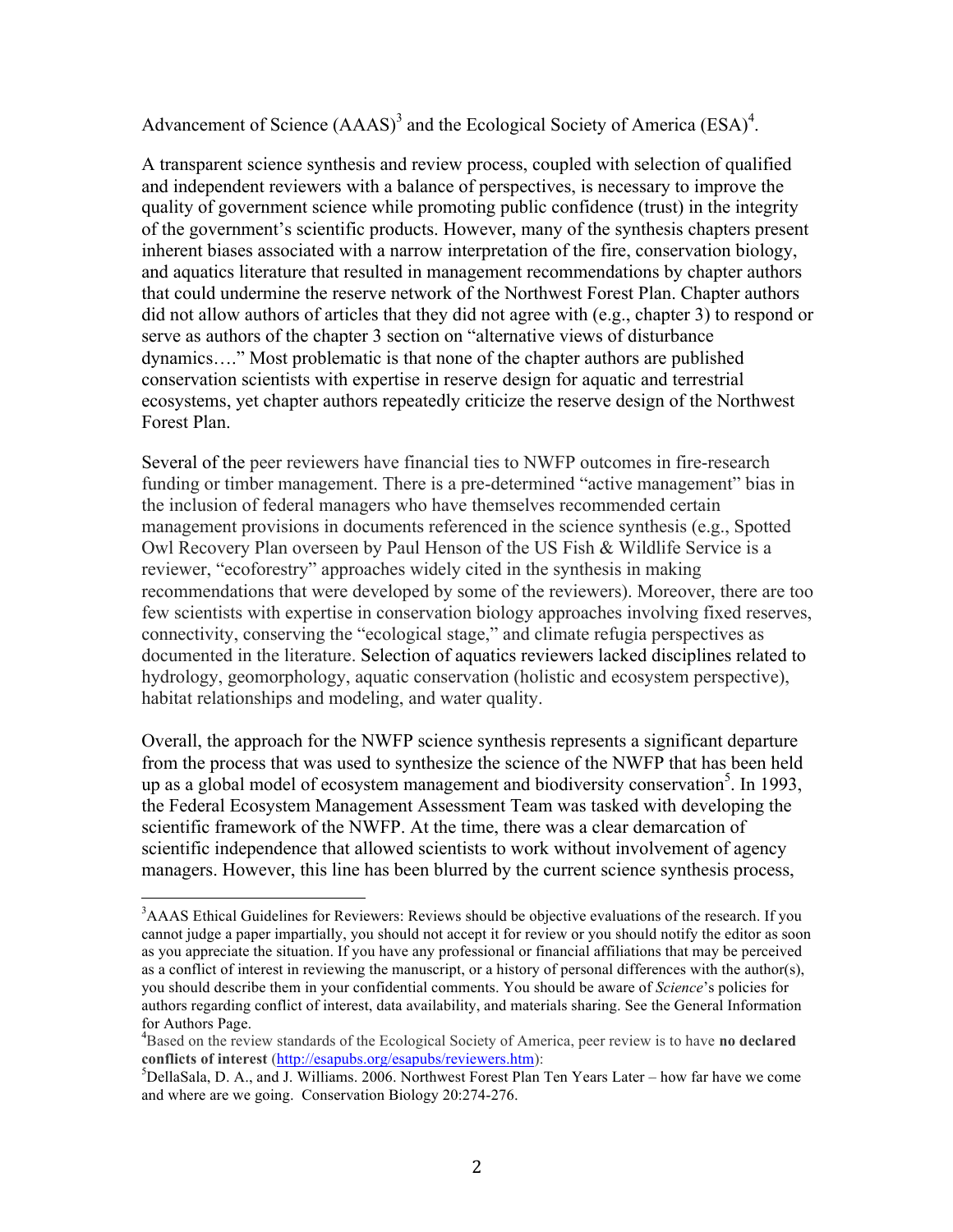Advancement of Science (AAAS)[3] and the Ecological Society of America (ESA)[4].

A transparent science synthesis and review process, coupled with selection of qualified and independent reviewers with a balance of perspectives, is necessary to improve the quality of government science while promoting public confidence (trust) in the integrity of the government's scientific products. However, many of the synthesis chapters present inherent biases associated with a narrow interpretation of the fire, conservation biology, and aquatics literature that resulted in management recommendations by chapter authors that could undermine the reserve network of the Northwest Forest Plan. Chapter authors did not allow authors of articles that they did not agree with (e.g., chapter 3) to respond or serve as authors of the chapter 3 section on "alternative views of disturbance dynamics…." Most problematic is that none of the chapter authors are published conservation scientists with expertise in reserve design for aquatic and terrestrial ecosystems, yet chapter authors repeatedly criticize the reserve design of the Northwest Forest Plan.

Several of the peer reviewers have financial ties to NWFP outcomes in fire-research funding or timber management. There is a pre-determined "active management" bias in the inclusion of federal managers who have themselves recommended certain management provisions in documents referenced in the science synthesis (e.g., Spotted Owl Recovery Plan overseen by Paul Henson of the US Fish & Wildlife Service is a reviewer, "ecoforestry" approaches widely cited in the synthesis in making recommendations that were developed by some of the reviewers). Moreover, there are too few scientists with expertise in conservation biology approaches involving fixed reserves, connectivity, conserving the "ecological stage," and climate refugia perspectives as documented in the literature. Selection of aquatics reviewers lacked disciplines related to hydrology, geomorphology, aquatic conservation (holistic and ecosystem perspective), habitat relationships and modeling, and water quality.

Overall, the approach for the NWFP science synthesis represents a significant departure from the process that was used to synthesize the science of the NWFP that has been held up as a global model of ecosystem management and biodiversity conservation[5]. In 1993, the Federal Ecosystem Management Assessment Team was tasked with developing the scientific framework of the NWFP. At the time, there was a clear demarcation of scientific independence that allowed scientists to work without involvement of agency managers. However, this line has been blurred by the current science synthesis process,

---

[3] AAAS Ethical Guidelines for Reviewers: Reviews should be objective evaluations of the research. If you cannot judge a paper impartially, you should not accept it for review or you should notify the editor as soon as you appreciate the situation. If you have any professional or financial affiliations that may be perceived as a conflict of interest in reviewing the manuscript, or a history of personal differences with the author(s), you should describe them in your confidential comments. You should be aware of *Science*'s policies for authors regarding conflict of interest, data availability, and materials sharing. See the General Information for Authors Page.

[4] Based on the review standards of the Ecological Society of America, peer review is to have **no declared conflicts of interest** (http://esapubs.org/esapubs/reviewers.htm):

[5] DellaSala, D. A., and J. Williams. 2006. Northwest Forest Plan Ten Years Later – how far have we come and where are we going. Conservation Biology 20:274-276.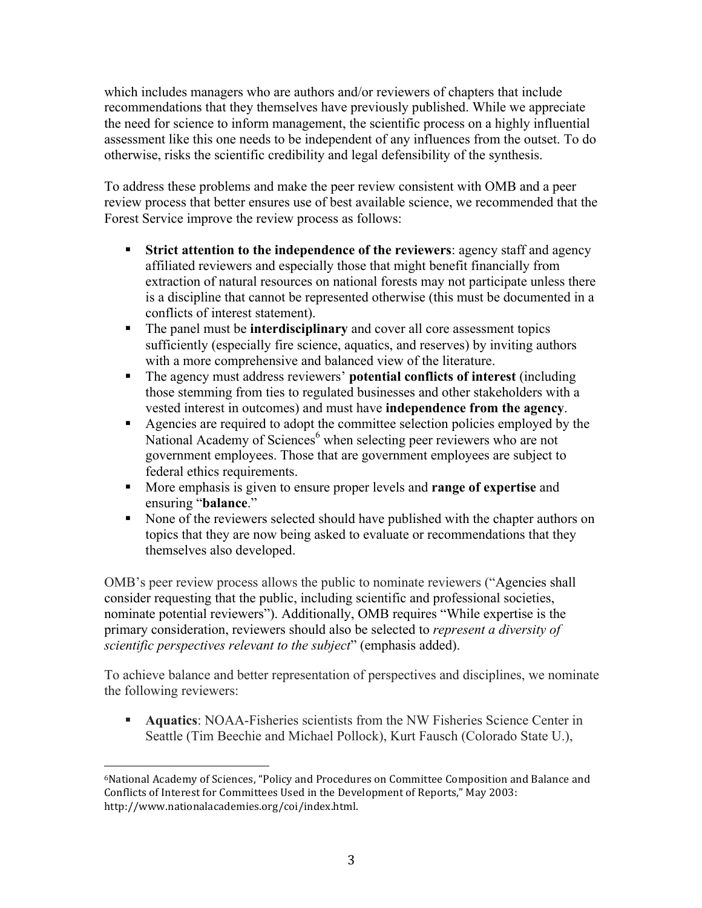which includes managers who are authors and/or reviewers of chapters that include recommendations that they themselves have previously published. While we appreciate the need for science to inform management, the scientific process on a highly influential assessment like this one needs to be independent of any influences from the outset. To do otherwise, risks the scientific credibility and legal defensibility of the synthesis.

To address these problems and make the peer review consistent with OMB and a peer review process that better ensures use of best available science, we recommended that the Forest Service improve the review process as follows:

- **Strict attention to the independence of the reviewers**: agency staff and agency affiliated reviewers and especially those that might benefit financially from extraction of natural resources on national forests may not participate unless there is a discipline that cannot be represented otherwise (this must be documented in a conflicts of interest statement).
- The panel must be **interdisciplinary** and cover all core assessment topics sufficiently (especially fire science, aquatics, and reserves) by inviting authors with a more comprehensive and balanced view of the literature.
- The agency must address reviewers' **potential conflicts of interest** (including those stemming from ties to regulated businesses and other stakeholders with a vested interest in outcomes) and must have **independence from the agency**.
- Agencies are required to adopt the committee selection policies employed by the National Academy of Sciences[6] when selecting peer reviewers who are not government employees. Those that are government employees are subject to federal ethics requirements.
- More emphasis is given to ensure proper levels and **range of expertise** and ensuring "**balance**."
- None of the reviewers selected should have published with the chapter authors on topics that they are now being asked to evaluate or recommendations that they themselves also developed.

OMB's peer review process allows the public to nominate reviewers ("Agencies shall consider requesting that the public, including scientific and professional societies, nominate potential reviewers"). Additionally, OMB requires "While expertise is the primary consideration, reviewers should also be selected to *represent a diversity of scientific perspectives relevant to the subject*" (emphasis added).

To achieve balance and better representation of perspectives and disciplines, we nominate the following reviewers:

- **Aquatics**: NOAA-Fisheries scientists from the NW Fisheries Science Center in Seattle (Tim Beechie and Michael Pollock), Kurt Fausch (Colorado State U.),

---

[6] National Academy of Sciences, "Policy and Procedures on Committee Composition and Balance and Conflicts of Interest for Committees Used in the Development of Reports," May 2003: http://www.nationalacademies.org/coi/index.html.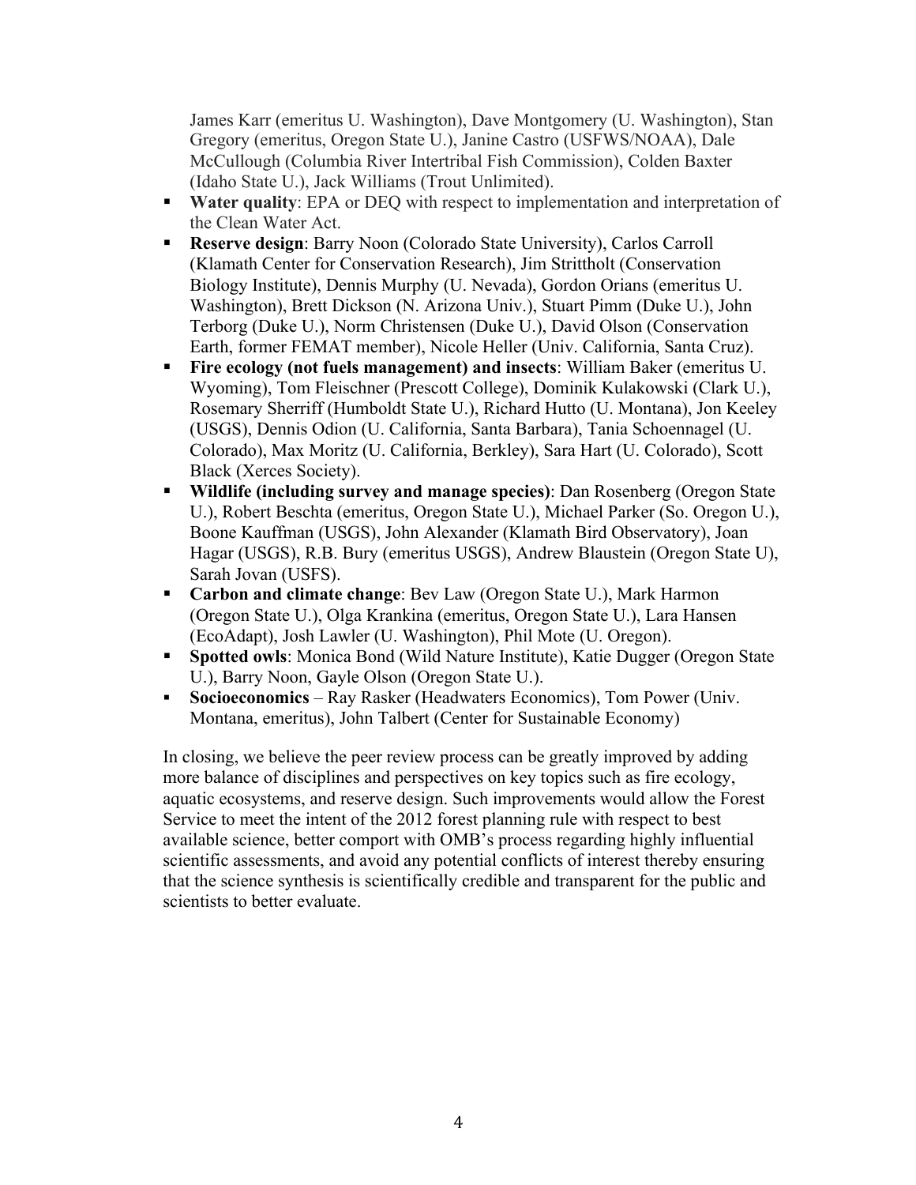James Karr (emeritus U. Washington), Dave Montgomery (U. Washington), Stan Gregory (emeritus, Oregon State U.), Janine Castro (USFWS/NOAA), Dale McCullough (Columbia River Intertribal Fish Commission), Colden Baxter (Idaho State U.), Jack Williams (Trout Unlimited).

- **Water quality**: EPA or DEQ with respect to implementation and interpretation of the Clean Water Act.
- **Reserve design**: Barry Noon (Colorado State University), Carlos Carroll (Klamath Center for Conservation Research), Jim Strittholt (Conservation Biology Institute), Dennis Murphy (U. Nevada), Gordon Orians (emeritus U. Washington), Brett Dickson (N. Arizona Univ.), Stuart Pimm (Duke U.), John Terborg (Duke U.), Norm Christensen (Duke U.), David Olson (Conservation Earth, former FEMAT member), Nicole Heller (Univ. California, Santa Cruz).
- **Fire ecology (not fuels management) and insects**: William Baker (emeritus U. Wyoming), Tom Fleischner (Prescott College), Dominik Kulakowski (Clark U.), Rosemary Sherriff (Humboldt State U.), Richard Hutto (U. Montana), Jon Keeley (USGS), Dennis Odion (U. California, Santa Barbara), Tania Schoennagel (U. Colorado), Max Moritz (U. California, Berkley), Sara Hart (U. Colorado), Scott Black (Xerces Society).
- **Wildlife (including survey and manage species)**: Dan Rosenberg (Oregon State U.), Robert Beschta (emeritus, Oregon State U.), Michael Parker (So. Oregon U.), Boone Kauffman (USGS), John Alexander (Klamath Bird Observatory), Joan Hagar (USGS), R.B. Bury (emeritus USGS), Andrew Blaustein (Oregon State U), Sarah Jovan (USFS).
- **Carbon and climate change**: Bev Law (Oregon State U.), Mark Harmon (Oregon State U.), Olga Krankina (emeritus, Oregon State U.), Lara Hansen (EcoAdapt), Josh Lawler (U. Washington), Phil Mote (U. Oregon).
- **Spotted owls**: Monica Bond (Wild Nature Institute), Katie Dugger (Oregon State U.), Barry Noon, Gayle Olson (Oregon State U.).
- **Socioeconomics** – Ray Rasker (Headwaters Economics), Tom Power (Univ. Montana, emeritus), John Talbert (Center for Sustainable Economy)

In closing, we believe the peer review process can be greatly improved by adding more balance of disciplines and perspectives on key topics such as fire ecology, aquatic ecosystems, and reserve design. Such improvements would allow the Forest Service to meet the intent of the 2012 forest planning rule with respect to best available science, better comport with OMB's process regarding highly influential scientific assessments, and avoid any potential conflicts of interest thereby ensuring that the science synthesis is scientifically credible and transparent for the public and scientists to better evaluate.